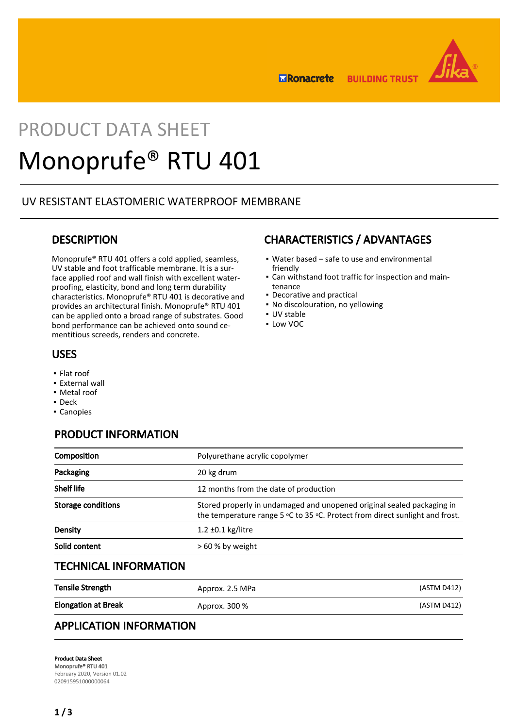PRODUCT DATA SHEET

# Monoprufe® RTU 401

UV RESISTANT ELASTOMERIC WATERPROOF MEMBRANE

## DESCRIPTION

Monoprufe® RTU 401 offers a cold applied, seamless, UV stable and foot trafficable membrane. It is a surface applied roof and wall finish with excellent waterproofing, elasticity, bond and long term durability characteristics. Monoprufe® RTU 401 is decorative and provides an architectural finish. Monoprufe® RTU 401 can be applied onto a broad range of substrates. Good bond performance can be achieved onto sound cementitious screeds, renders and concrete.

## USES

- Flat roof
- External wall
- Metal roof
- Deck
- Canopies

## CHARACTERISTICS / ADVANTAGES

- Water based – safe to use and environmental friendly
- Can withstand foot traffic for inspection and maintenance
- Decorative and practical
- No discolouration, no yellowing
- UV stable
- Low VOC

## PRODUCT INFORMATION

| | |
|---|---|
| **Composition** | Polyurethane acrylic copolymer |
| **Packaging** | 20 kg drum |
| **Shelf life** | 12 months from the date of production |
| **Storage conditions** | Stored properly in undamaged and unopened original sealed packaging in the temperature range 5 °C to 35 °C. Protect from direct sunlight and frost. |
| **Density** | 1.2 ±0.1 kg/litre |
| **Solid content** | > 60 % by weight |

## TECHNICAL INFORMATION

| | | |
|---|---|---|
| **Tensile Strength** | Approx. 2.5 MPa | (ASTM D412) |
| **Elongation at Break** | Approx. 300 % | (ASTM D412) |

## APPLICATION INFORMATION

**Product Data Sheet**
**Monoprufe® RTU 401**
February 2020, Version 01.02
020915951000000064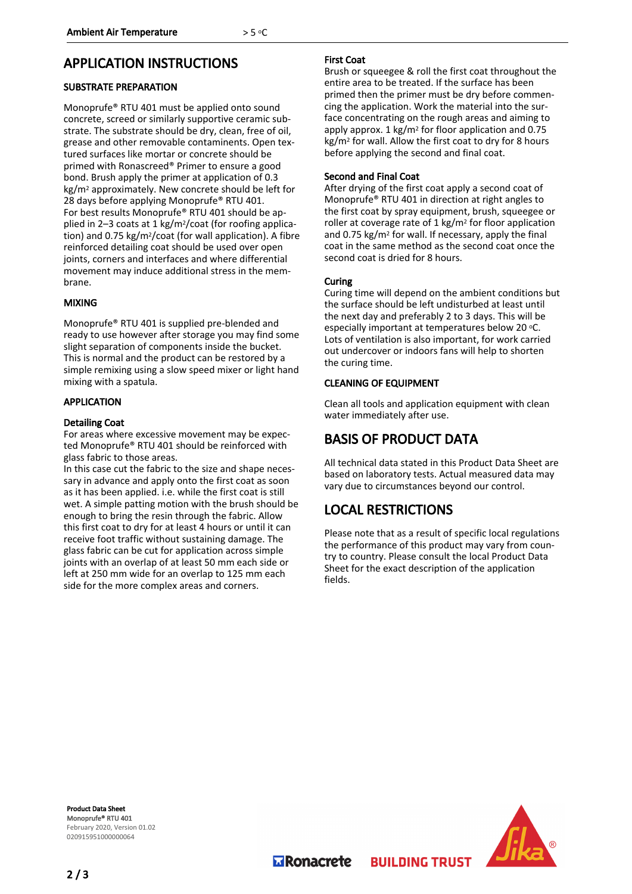| Ambient Air Temperature | > 5 °C |
|---|---|

# APPLICATION INSTRUCTIONS

## SUBSTRATE PREPARATION

Monoprufe® RTU 401 must be applied onto sound concrete, screed or similarly supportive ceramic substrate. The substrate should be dry, clean, free of oil, grease and other removable contaminents. Open textured surfaces like mortar or concrete should be primed with Ronascreed® Primer to ensure a good bond. Brush apply the primer at application of 0.3 kg/m² approximately. New concrete should be left for 28 days before applying Monoprufe® RTU 401.
For best results Monoprufe® RTU 401 should be applied in 2–3 coats at 1 kg/m²/coat (for roofing application) and 0.75 kg/m²/coat (for wall application). A fibre reinforced detailing coat should be used over open joints, corners and interfaces and where differential movement may induce additional stress in the membrane.

## MIXING

Monoprufe® RTU 401 is supplied pre-blended and ready to use however after storage you may find some slight separation of components inside the bucket. This is normal and the product can be restored by a simple remixing using a slow speed mixer or light hand mixing with a spatula.

## APPLICATION

### Detailing Coat

For areas where excessive movement may be expected Monoprufe® RTU 401 should be reinforced with glass fabric to those areas.
In this case cut the fabric to the size and shape necessary in advance and apply onto the first coat as soon as it has been applied. i.e. while the first coat is still wet. A simple patting motion with the brush should be enough to bring the resin through the fabric. Allow this first coat to dry for at least 4 hours or until it can receive foot traffic without sustaining damage. The glass fabric can be cut for application across simple joints with an overlap of at least 50 mm each side or left at 250 mm wide for an overlap to 125 mm each side for the more complex areas and corners.

### First Coat

Brush or squeegee & roll the first coat throughout the entire area to be treated. If the surface has been primed then the primer must be dry before commencing the application. Work the material into the surface concentrating on the rough areas and aiming to apply approx. 1 kg/m² for floor application and 0.75 kg/m² for wall. Allow the first coat to dry for 8 hours before applying the second and final coat.

### Second and Final Coat

After drying of the first coat apply a second coat of Monoprufe® RTU 401 in direction at right angles to the first coat by spray equipment, brush, squeegee or roller at coverage rate of 1 kg/m² for floor application and 0.75 kg/m² for wall. If necessary, apply the final coat in the same method as the second coat once the second coat is dried for 8 hours.

### Curing

Curing time will depend on the ambient conditions but the surface should be left undisturbed at least until the next day and preferably 2 to 3 days. This will be especially important at temperatures below 20 °C. Lots of ventilation is also important, for work carried out undercover or indoors fans will help to shorten the curing time.

## CLEANING OF EQUIPMENT

Clean all tools and application equipment with clean water immediately after use.

# BASIS OF PRODUCT DATA

All technical data stated in this Product Data Sheet are based on laboratory tests. Actual measured data may vary due to circumstances beyond our control.

# LOCAL RESTRICTIONS

Please note that as a result of specific local regulations the performance of this product may vary from country to country. Please consult the local Product Data Sheet for the exact description of the application fields.

**Product Data Sheet**
**Monoprufe® RTU 401**
February 2020, Version 01.02
020915951000000064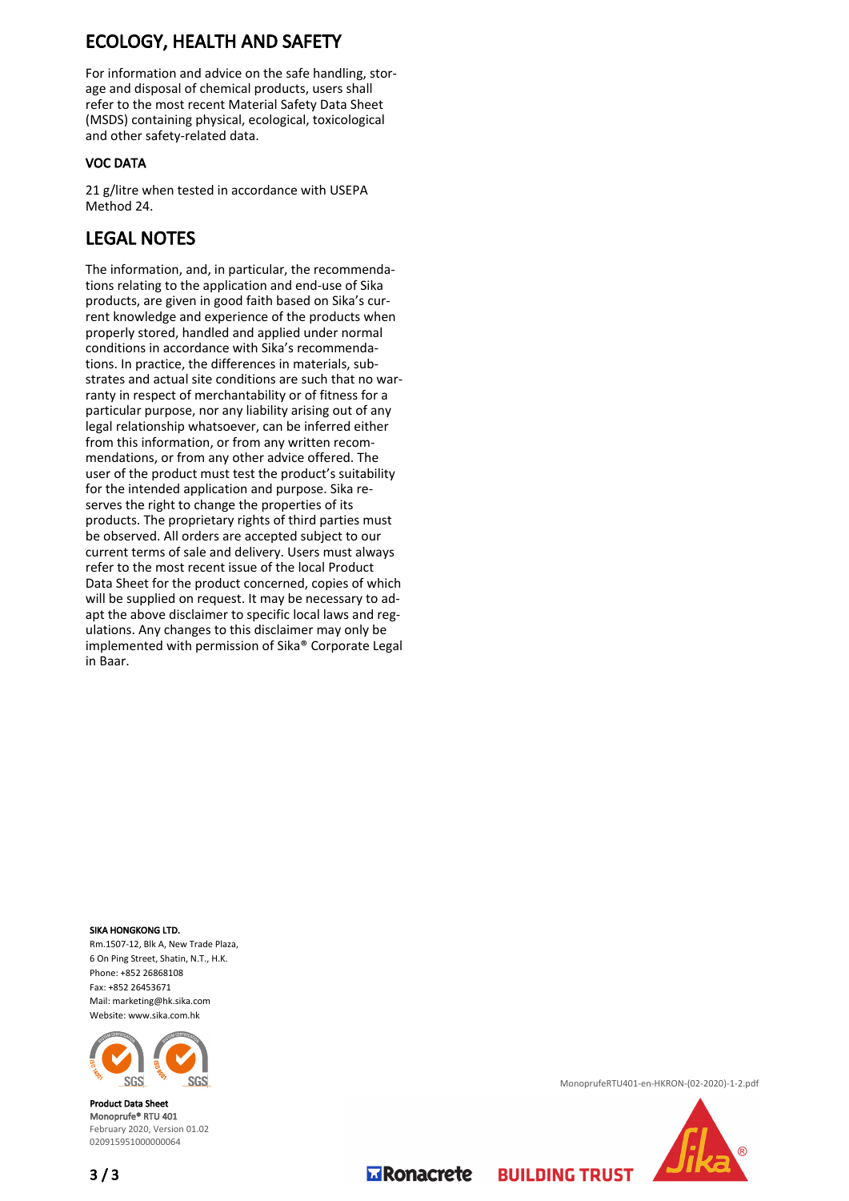## ECOLOGY, HEALTH AND SAFETY

For information and advice on the safe handling, storage and disposal of chemical products, users shall refer to the most recent Material Safety Data Sheet (MSDS) containing physical, ecological, toxicological and other safety-related data.

### VOC DATA

21 g/litre when tested in accordance with USEPA Method 24.

## LEGAL NOTES

The information, and, in particular, the recommendations relating to the application and end-use of Sika products, are given in good faith based on Sika's current knowledge and experience of the products when properly stored, handled and applied under normal conditions in accordance with Sika's recommendations. In practice, the differences in materials, substrates and actual site conditions are such that no warranty in respect of merchantability or of fitness for a particular purpose, nor any liability arising out of any legal relationship whatsoever, can be inferred either from this information, or from any written recommendations, or from any other advice offered. The user of the product must test the product's suitability for the intended application and purpose. Sika reserves the right to change the properties of its products. The proprietary rights of third parties must be observed. All orders are accepted subject to our current terms of sale and delivery. Users must always refer to the most recent issue of the local Product Data Sheet for the product concerned, copies of which will be supplied on request. It may be necessary to adapt the above disclaimer to specific local laws and regulations. Any changes to this disclaimer may only be implemented with permission of Sika® Corporate Legal in Baar.

**SIKA HONGKONG LTD.**
Rm.1507-12, Blk A, New Trade Plaza,
6 On Ping Street, Shatin, N.T., H.K.
Phone: +852 26868108
Fax: +852 26453671
Mail: marketing@hk.sika.com
Website: www.sika.com.hk

**Product Data Sheet**
**Monoprufe® RTU 401**
February 2020, Version 01.02
020915951000000064

MonoprufeRTU401-en-HKRON-(02-2020)-1-2.pdf

Ronacrete BUILDING TRUST